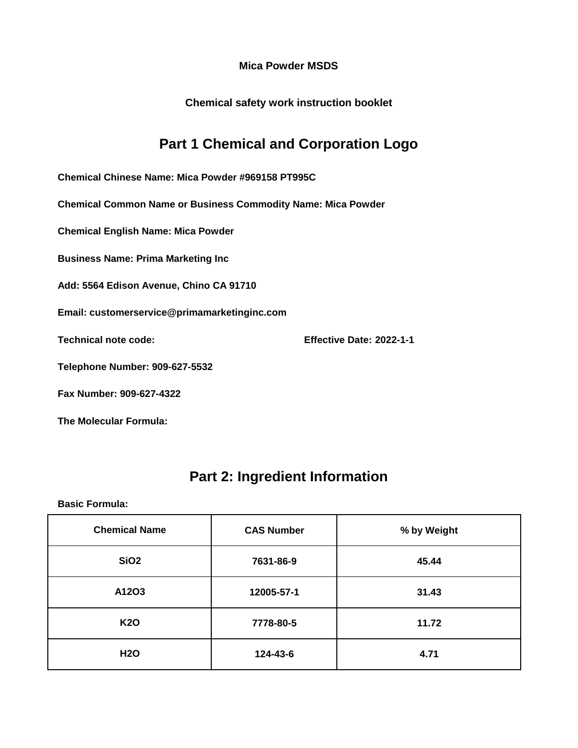**Mica Powder MSDS**

**Chemical safety work instruction booklet**

# Part 1 Chemical and Corporation Logo

**Chemical Chinese Name: Mica Powder #969158 PT995C**

**Chemical Common Name or Business Commodity Name: Mica Powder**

**Chemical English Name: Mica Powder**

**Business Name: Prima Marketing Inc**

**Add: 5564 Edison Avenue, Chino CA 91710**

**Email: customerservice@primamarketinginc.com**

**Technical note code:** **Effective Date: 2022-1-1**

**Telephone Number: 909-627-5532**

**Fax Number: 909-627-4322**

**The Molecular Formula:**

# Part 2: Ingredient Information

**Basic Formula:**

| Chemical Name | CAS Number | % by Weight |
| --- | --- | --- |
| $SiO_2$ | 7631-86-9 | 45.44 |
| A12O3 | 12005-57-1 | 31.43 |
| $K_2O$ | 7778-80-5 | 11.72 |
| $H_2O$ | 124-43-6 | 4.71 |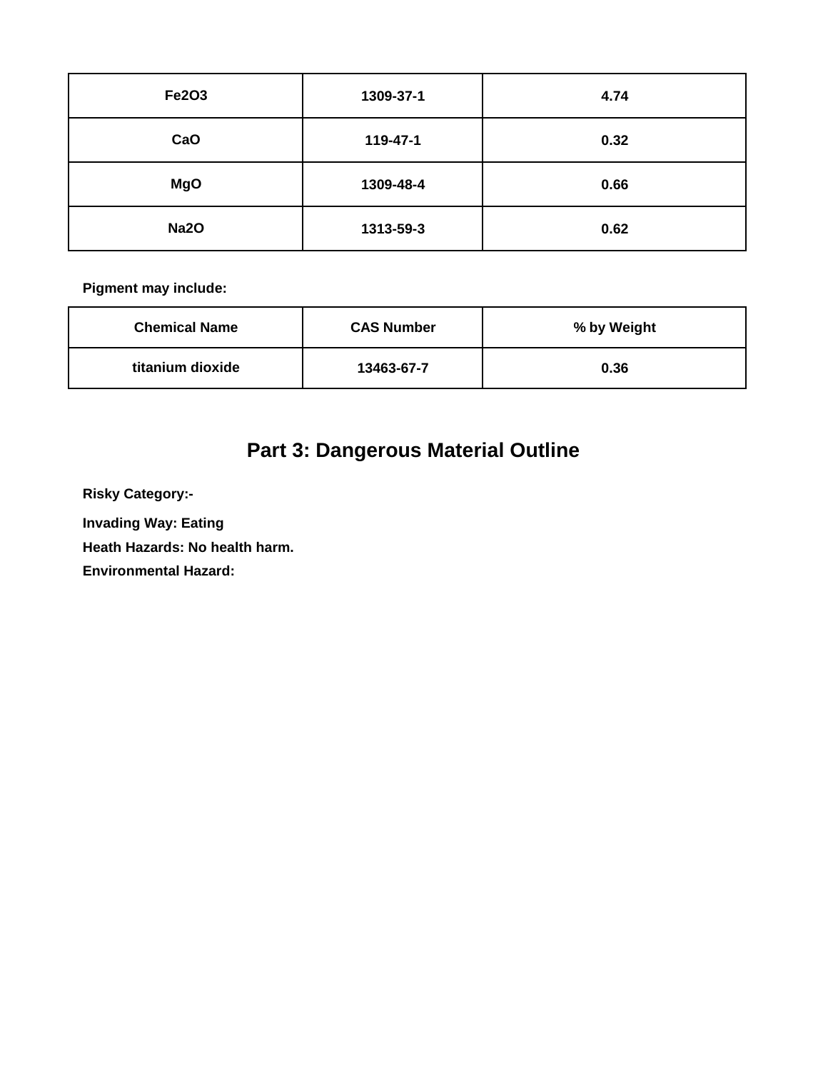| | | |
|---|---|---|
| $Fe_2O_3$ | 1309-37-1 | 4.74 |
| CaO | 119-47-1 | 0.32 |
| MgO | 1309-48-4 | 0.66 |
| $Na_2O$ | 1313-59-3 | 0.62 |

**Pigment may include:**

| Chemical Name | CAS Number | % by Weight |
|---|---|---|
| titanium dioxide | 13463-67-7 | 0.36 |

## Part 3: Dangerous Material Outline

**Risky Category:-**

**Invading Way: Eating**

**Heath Hazards: No health harm.**

**Environmental Hazard:**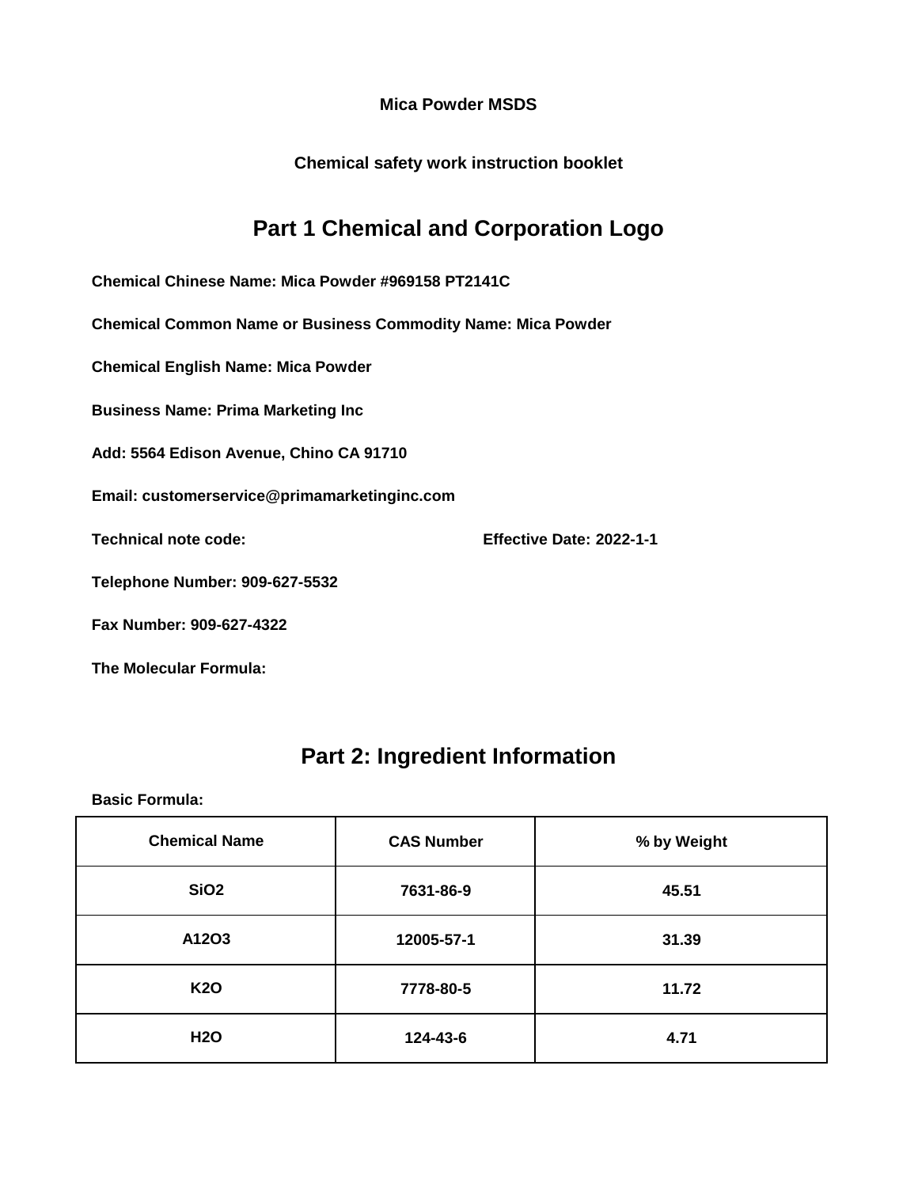**Mica Powder MSDS**

**Chemical safety work instruction booklet**

## Part 1 Chemical and Corporation Logo

**Chemical Chinese Name: Mica Powder #969158 PT2141C**

**Chemical Common Name or Business Commodity Name: Mica Powder**

**Chemical English Name: Mica Powder**

**Business Name: Prima Marketing Inc**

**Add: 5564 Edison Avenue, Chino CA 91710**

**Email: customerservice@primamarketinginc.com**

**Technical note code:** **Effective Date: 2022-1-1**

**Telephone Number: 909-627-5532**

**Fax Number: 909-627-4322**

**The Molecular Formula:**

## Part 2: Ingredient Information

**Basic Formula:**

| Chemical Name | CAS Number | % by Weight |
|---|---|---|
| SiO2 | 7631-86-9 | 45.51 |
| A12O3 | 12005-57-1 | 31.39 |
| K2O | 7778-80-5 | 11.72 |
| H2O | 124-43-6 | 4.71 |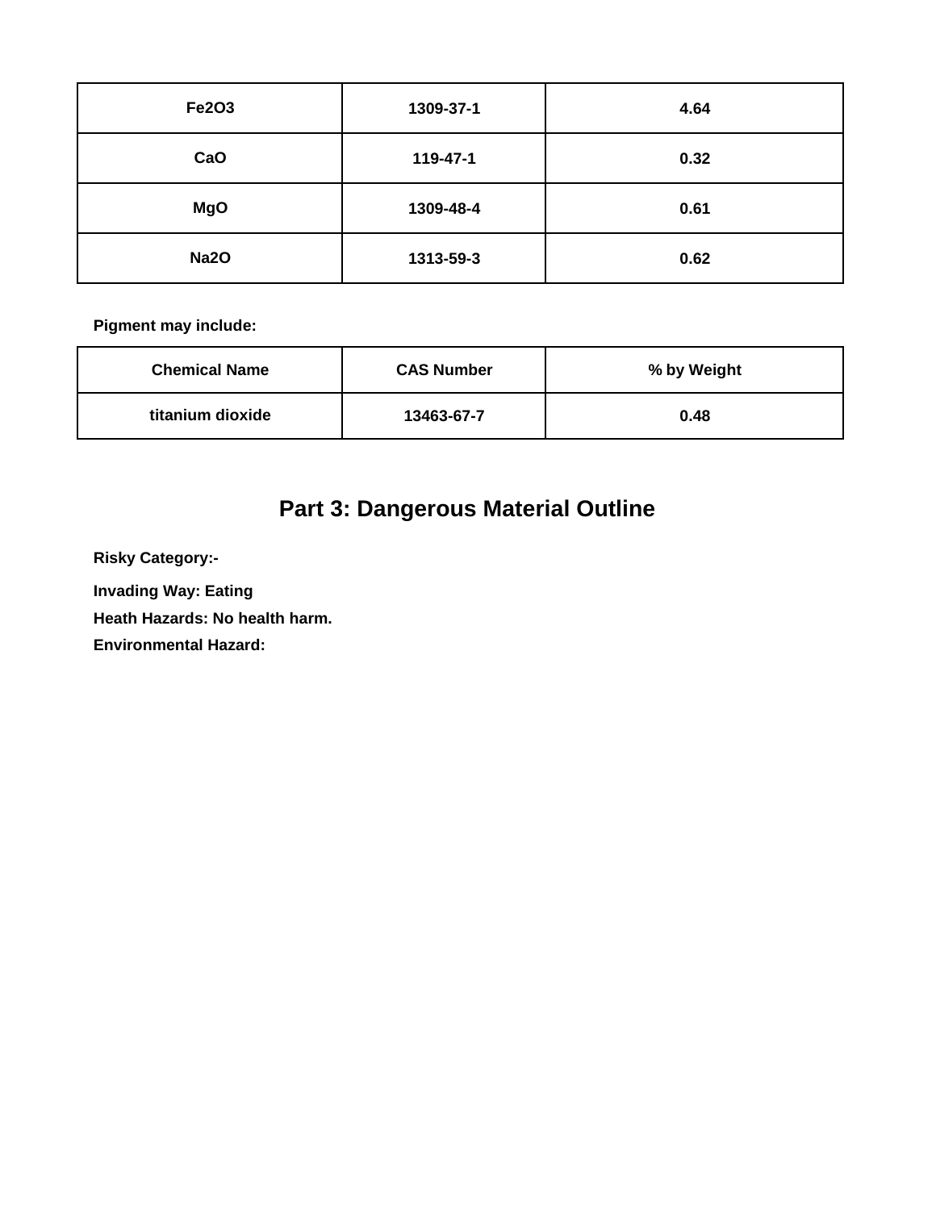| Fe2O3 | 1309-37-1 | 4.64 |
|---|---|---|
| CaO | 119-47-1 | 0.32 |
| MgO | 1309-48-4 | 0.61 |
| Na2O | 1313-59-3 | 0.62 |

**Pigment may include:**

| Chemical Name | CAS Number | % by Weight |
|---|---|---|
| titanium dioxide | 13463-67-7 | 0.48 |

## Part 3: Dangerous Material Outline

**Risky Category:-**

**Invading Way: Eating**

**Heath Hazards: No health harm.**

**Environmental Hazard:**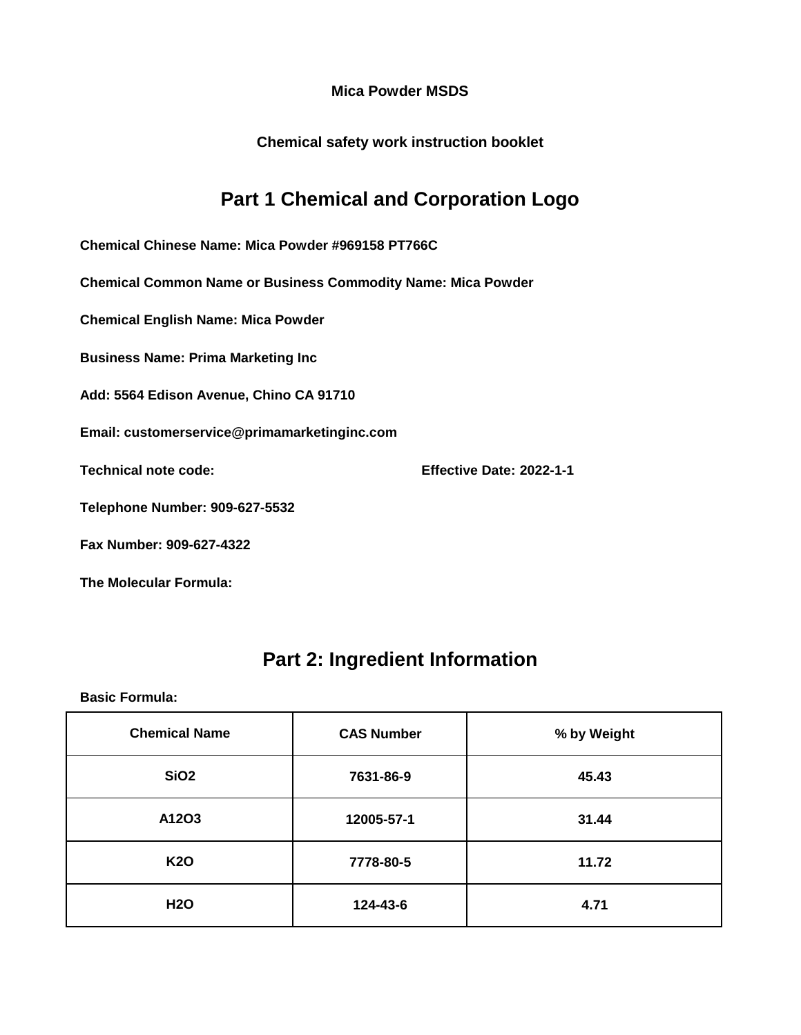**Mica Powder MSDS**

**Chemical safety work instruction booklet**

## Part 1 Chemical and Corporation Logo

**Chemical Chinese Name: Mica Powder #969158 PT766C**

**Chemical Common Name or Business Commodity Name: Mica Powder**

**Chemical English Name: Mica Powder**

**Business Name: Prima Marketing Inc**

**Add: 5564 Edison Avenue, Chino CA 91710**

**Email: customerservice@primamarketinginc.com**

**Technical note code:** **Effective Date: 2022-1-1**

**Telephone Number: 909-627-5532**

**Fax Number: 909-627-4322**

**The Molecular Formula:**

## Part 2: Ingredient Information

**Basic Formula:**

| Chemical Name | CAS Number | % by Weight |
|---|---|---|
| SiO2 | 7631-86-9 | 45.43 |
| A12O3 | 12005-57-1 | 31.44 |
| K2O | 7778-80-5 | 11.72 |
| H2O | 124-43-6 | 4.71 |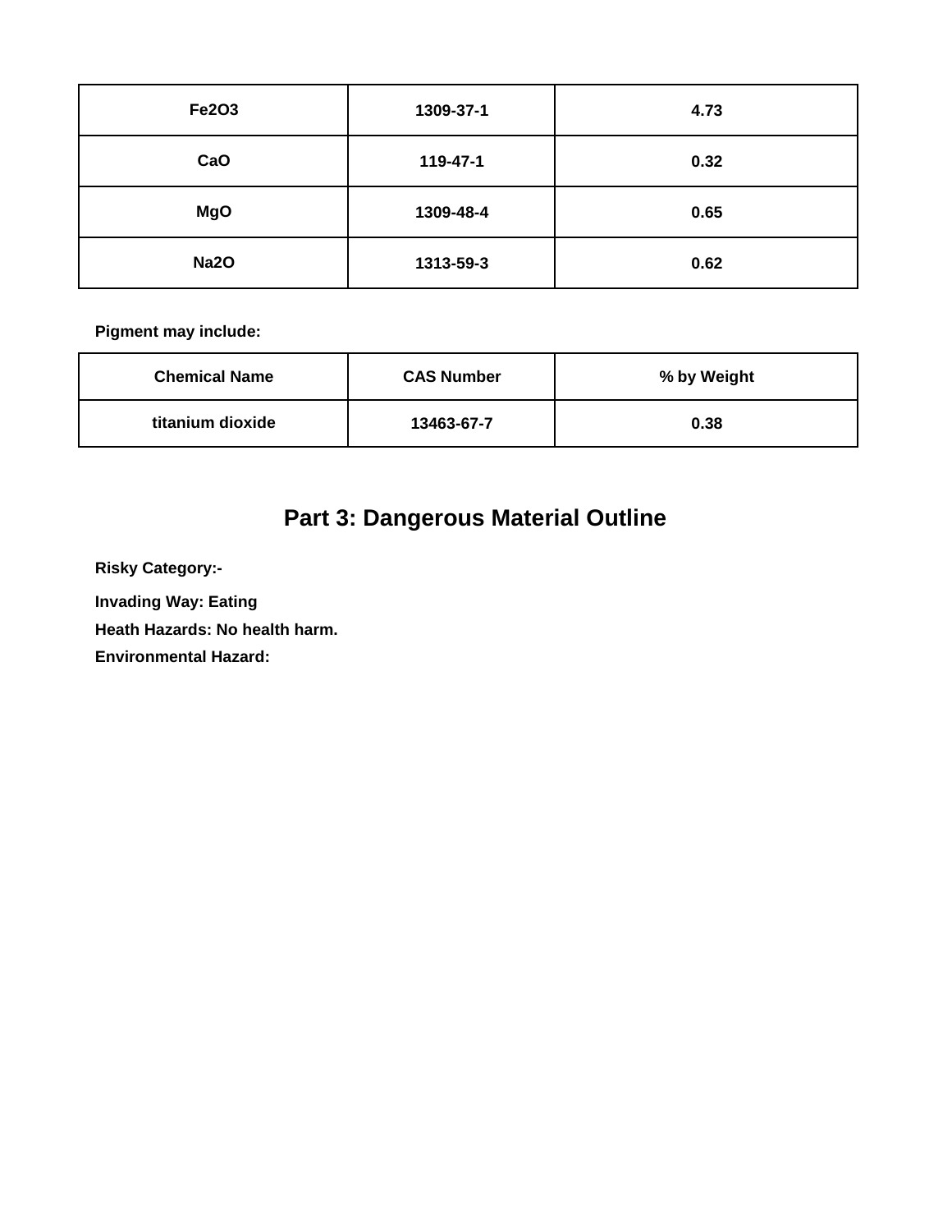| $Fe_2O_3$ | 1309-37-1 | 4.73 |
|---|---|---|
| CaO | 119-47-1 | 0.32 |
| MgO | 1309-48-4 | 0.65 |
| $Na_2O$ | 1313-59-3 | 0.62 |

**Pigment may include:**

| Chemical Name | CAS Number | % by Weight |
|---|---|---|
| titanium dioxide | 13463-67-7 | 0.38 |

## Part 3: Dangerous Material Outline

**Risky Category:-**

**Invading Way: Eating**

**Heath Hazards: No health harm.**

**Environmental Hazard:**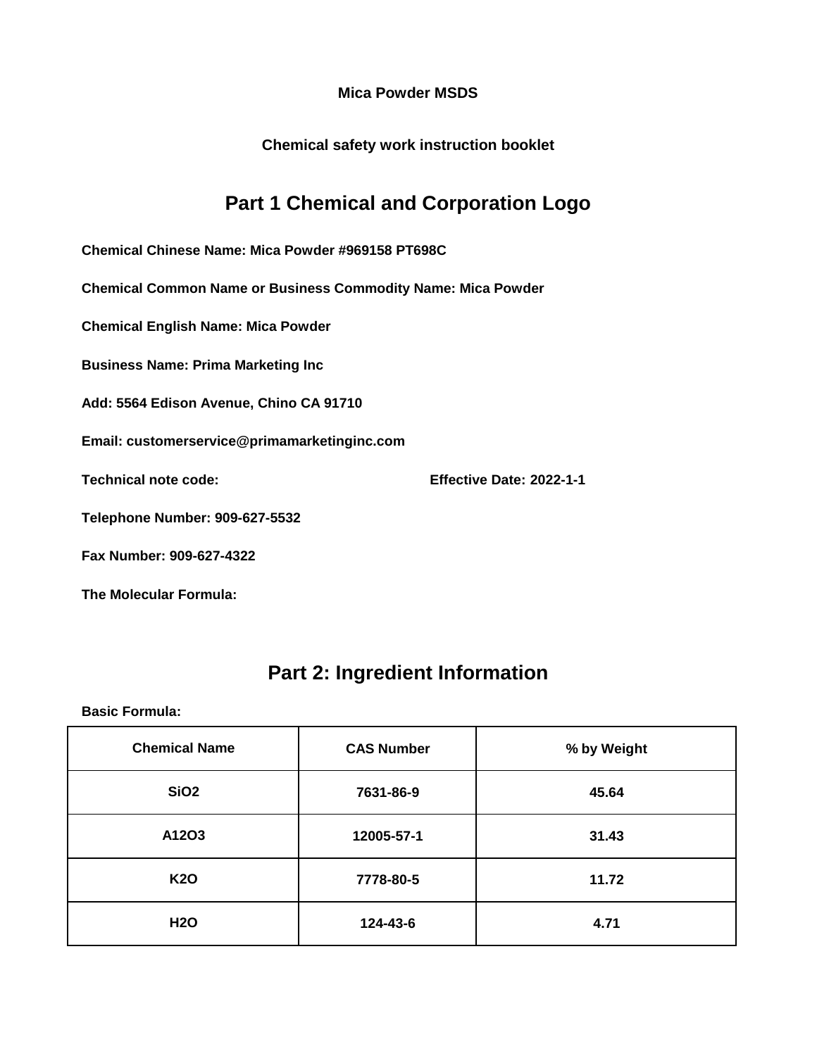**Mica Powder MSDS**

**Chemical safety work instruction booklet**

## Part 1 Chemical and Corporation Logo

**Chemical Chinese Name: Mica Powder #969158 PT698C**

**Chemical Common Name or Business Commodity Name: Mica Powder**

**Chemical English Name: Mica Powder**

**Business Name: Prima Marketing Inc**

**Add: 5564 Edison Avenue, Chino CA 91710**

**Email: customerservice@primamarketinginc.com**

**Technical note code:** **Effective Date: 2022-1-1**

**Telephone Number: 909-627-5532**

**Fax Number: 909-627-4322**

**The Molecular Formula:**

## Part 2: Ingredient Information

**Basic Formula:**

| Chemical Name | CAS Number | % by Weight |
|---|---|---|
| $SiO_2$ | 7631-86-9 | 45.64 |
| A12O3 | 12005-57-1 | 31.43 |
| $K_2O$ | 7778-80-5 | 11.72 |
| $H_2O$ | 124-43-6 | 4.71 |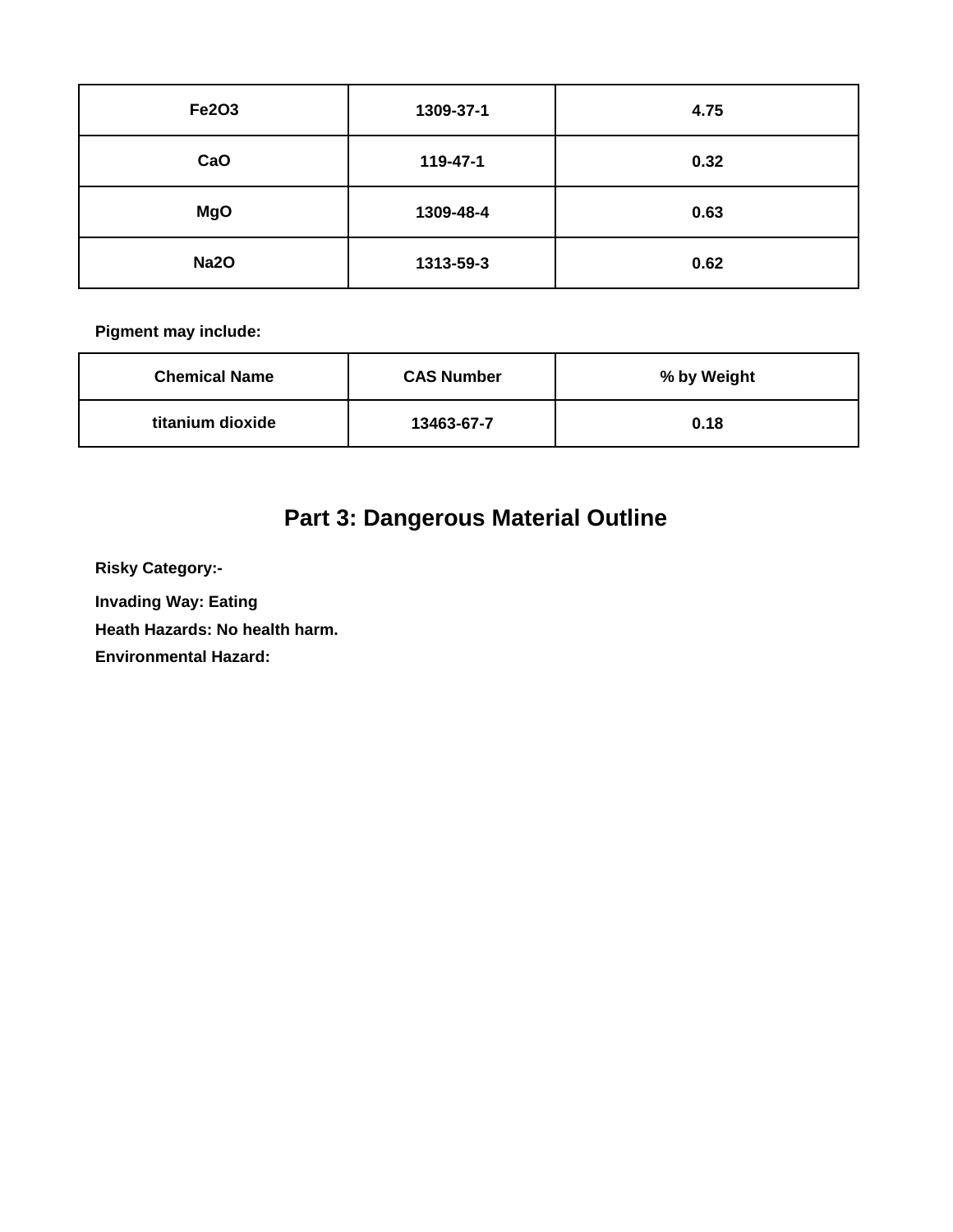| Fe2O3 | 1309-37-1 | 4.75 |
|---|---|---|
| CaO | 119-47-1 | 0.32 |
| MgO | 1309-48-4 | 0.63 |
| Na2O | 1313-59-3 | 0.62 |

**Pigment may include:**

| Chemical Name | CAS Number | % by Weight |
|---|---|---|
| titanium dioxide | 13463-67-7 | 0.18 |

## Part 3: Dangerous Material Outline

**Risky Category:-**

**Invading Way: Eating**

**Heath Hazards: No health harm.**

**Environmental Hazard:**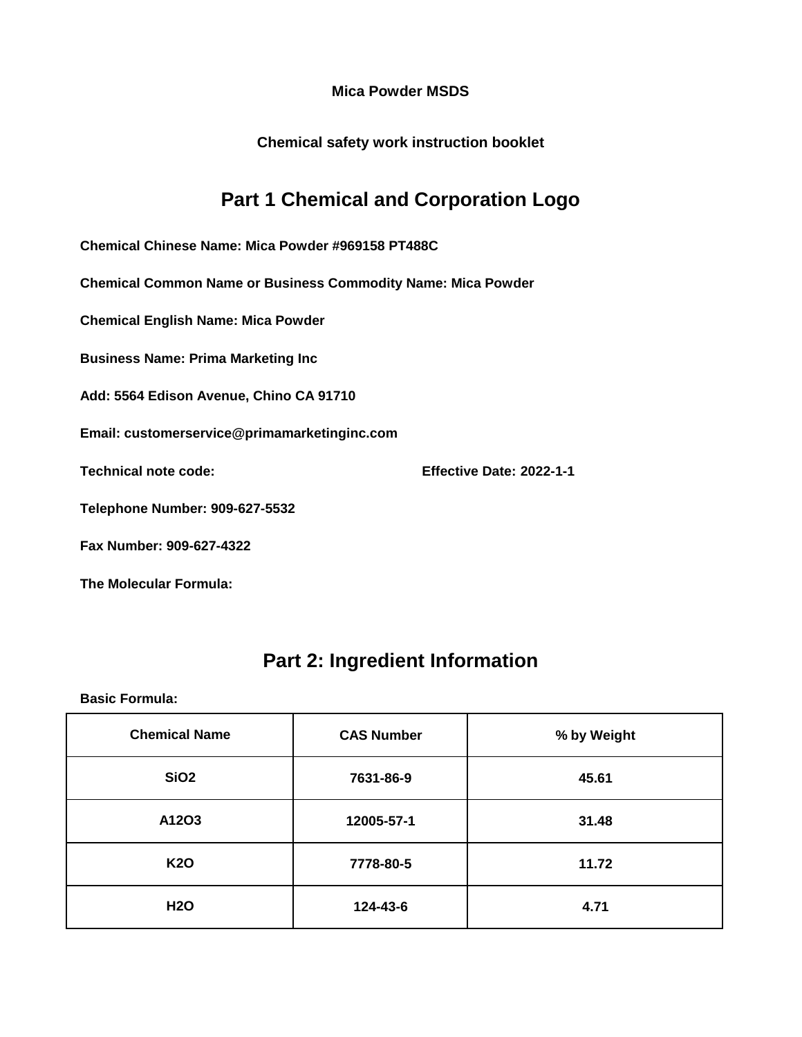**Mica Powder MSDS**

**Chemical safety work instruction booklet**

## Part 1 Chemical and Corporation Logo

**Chemical Chinese Name: Mica Powder #969158 PT488C**

**Chemical Common Name or Business Commodity Name: Mica Powder**

**Chemical English Name: Mica Powder**

**Business Name: Prima Marketing Inc**

**Add: 5564 Edison Avenue, Chino CA 91710**

**Email: customerservice@primamarketinginc.com**

**Technical note code:** **Effective Date: 2022-1-1**

**Telephone Number: 909-627-5532**

**Fax Number: 909-627-4322**

**The Molecular Formula:**

## Part 2: Ingredient Information

**Basic Formula:**

| Chemical Name | CAS Number | % by Weight |
| --- | --- | --- |
| $SiO_2$ | 7631-86-9 | 45.61 |
| A12O3 | 12005-57-1 | 31.48 |
| $K_2O$ | 7778-80-5 | 11.72 |
| $H_2O$ | 124-43-6 | 4.71 |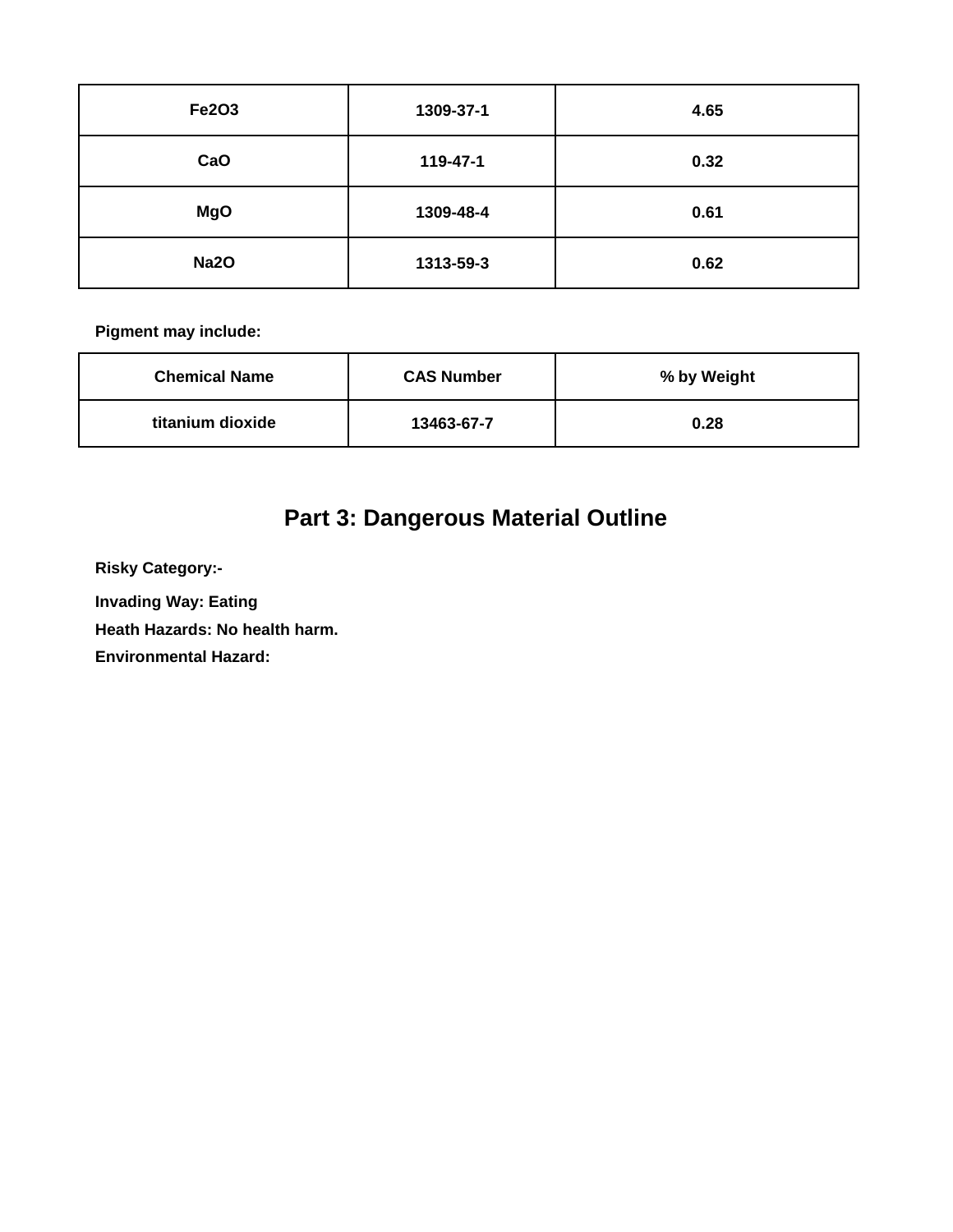| | | |
|---|---|---|
| $Fe_2O_3$ | 1309-37-1 | 4.65 |
| $CaO$ | 119-47-1 | 0.32 |
| $MgO$ | 1309-48-4 | 0.61 |
| $Na_2O$ | 1313-59-3 | 0.62 |

**Pigment may include:**

| Chemical Name | CAS Number | % by Weight |
|---|---|---|
| titanium dioxide | 13463-67-7 | 0.28 |

## Part 3: Dangerous Material Outline

**Risky Category:-**

**Invading Way: Eating**

**Heath Hazards: No health harm.**

**Environmental Hazard:**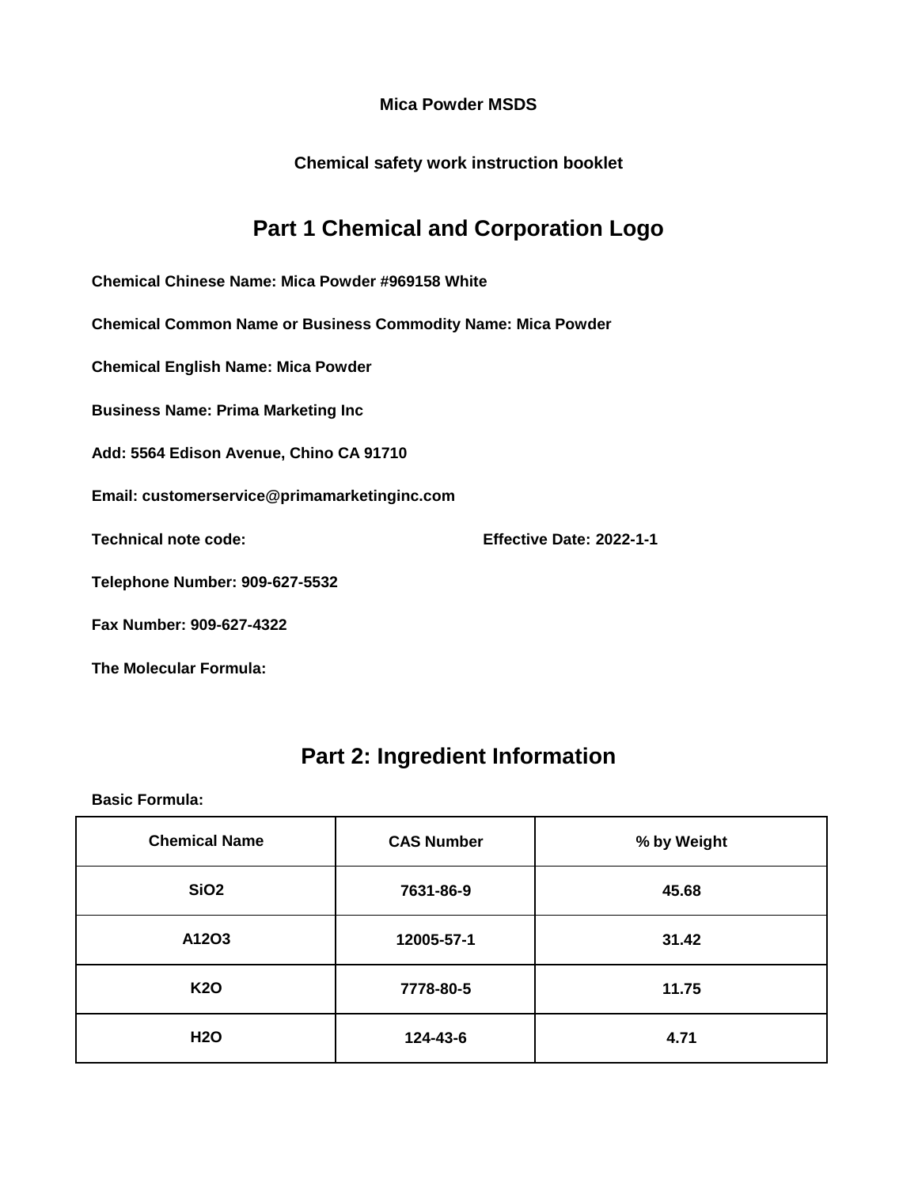**Mica Powder MSDS**

**Chemical safety work instruction booklet**

## Part 1 Chemical and Corporation Logo

**Chemical Chinese Name: Mica Powder #969158 White**

**Chemical Common Name or Business Commodity Name: Mica Powder**

**Chemical English Name: Mica Powder**

**Business Name: Prima Marketing Inc**

**Add: 5564 Edison Avenue, Chino CA 91710**

**Email: customerservice@primamarketinginc.com**

**Technical note code:** **Effective Date: 2022-1-1**

**Telephone Number: 909-627-5532**

**Fax Number: 909-627-4322**

**The Molecular Formula:**

## Part 2: Ingredient Information

**Basic Formula:**

| Chemical Name | CAS Number | % by Weight |
|---|---|---|
| $SiO_2$ | 7631-86-9 | 45.68 |
| A12O3 | 12005-57-1 | 31.42 |
| $K_2O$ | 7778-80-5 | 11.75 |
| $H_2O$ | 124-43-6 | 4.71 |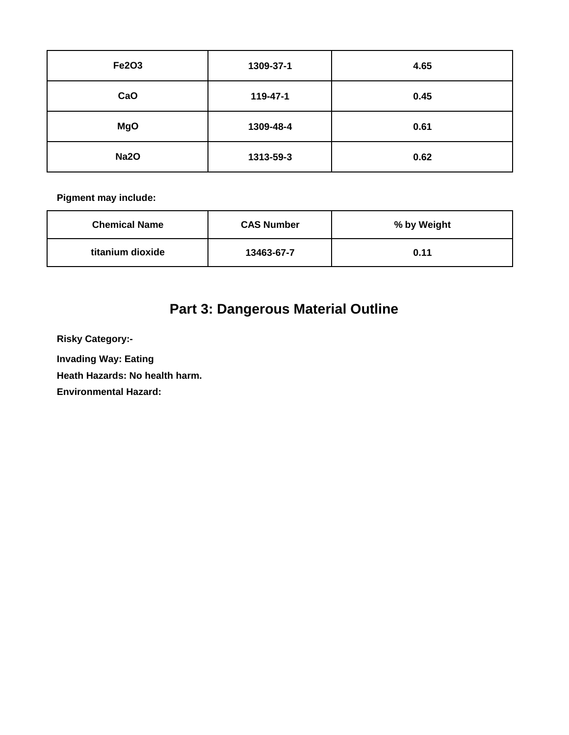| | | |
|---|---|---|
| $Fe_2O_3$ | 1309-37-1 | 4.65 |
| CaO | 119-47-1 | 0.45 |
| MgO | 1309-48-4 | 0.61 |
| $Na_2O$ | 1313-59-3 | 0.62 |

**Pigment may include:**

| Chemical Name | CAS Number | % by Weight |
|---|---|---|
| titanium dioxide | 13463-67-7 | 0.11 |

## Part 3: Dangerous Material Outline

**Risky Category:-**

**Invading Way: Eating**

**Heath Hazards: No health harm.**

**Environmental Hazard:**